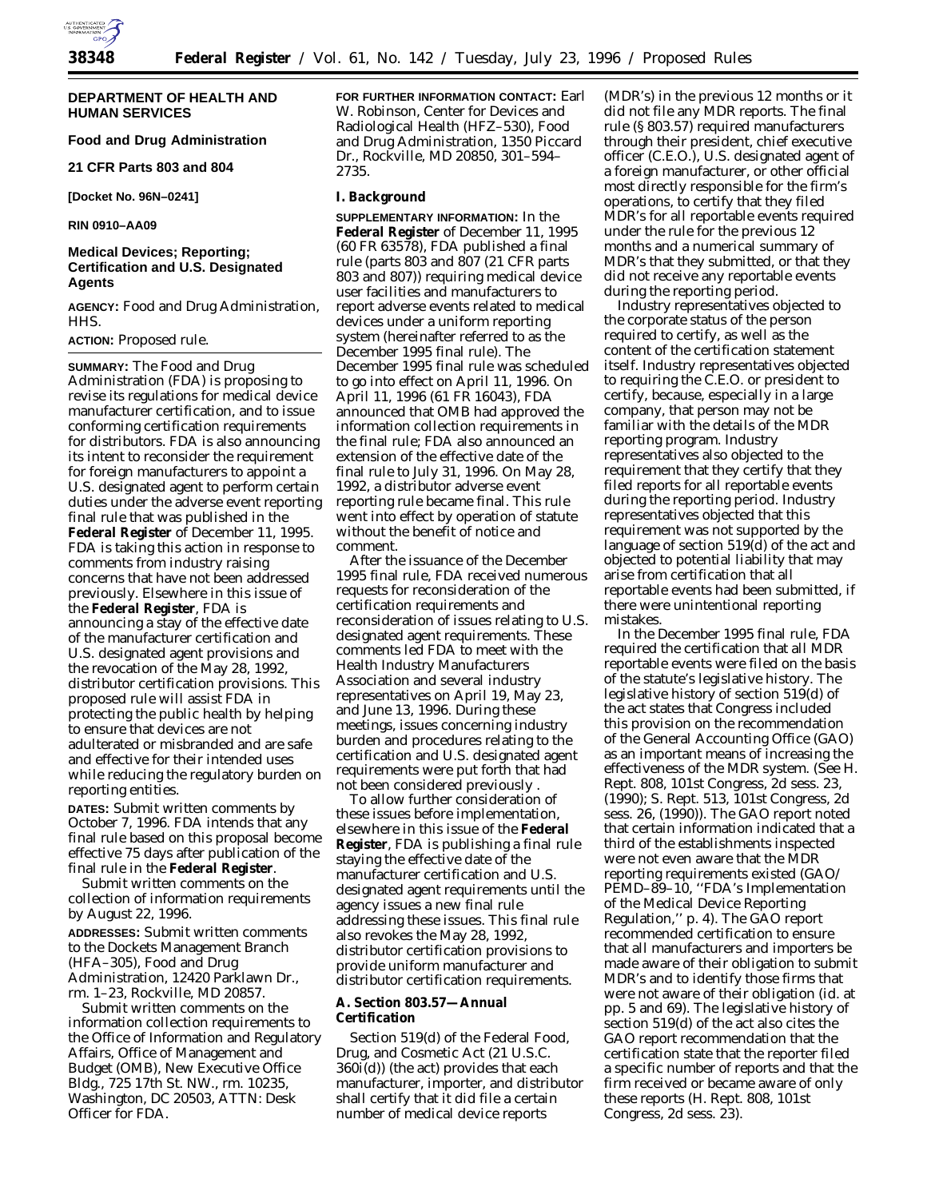**DEPARTMENT OF HEALTH AND HUMAN SERVICES**

**Food and Drug Administration**

**21 CFR Parts 803 and 804**

**[Docket No. 96N–0241]**

**RIN 0910–AA09**

# Medical Devices; Reporting; Certification and U.S. Designated Agents

**AGENCY:** Food and Drug Administration, HHS.

**ACTION:** Proposed rule.

**SUMMARY:** The Food and Drug Administration (FDA) is proposing to revise its regulations for medical device manufacturer certification, and to issue conforming certification requirements for distributors. FDA is also announcing its intent to reconsider the requirement for foreign manufacturers to appoint a U.S. designated agent to perform certain duties under the adverse event reporting final rule that was published in the **Federal Register** of December 11, 1995. FDA is taking this action in response to comments from industry raising concerns that have not been addressed previously. Elsewhere in this issue of the **Federal Register**, FDA is announcing a stay of the effective date of the manufacturer certification and U.S. designated agent provisions and the revocation of the May 28, 1992, distributor certification provisions. This proposed rule will assist FDA in protecting the public health by helping to ensure that devices are not adulterated or misbranded and are safe and effective for their intended uses while reducing the regulatory burden on reporting entities.

**DATES:** Submit written comments by October 7, 1996. FDA intends that any final rule based on this proposal become effective 75 days after publication of the final rule in the **Federal Register**.

Submit written comments on the collection of information requirements by August 22, 1996.

**ADDRESSES:** Submit written comments to the Dockets Management Branch (HFA–305), Food and Drug Administration, 12420 Parklawn Dr., rm. 1–23, Rockville, MD 20857.

Submit written comments on the information collection requirements to the Office of Information and Regulatory Affairs, Office of Management and Budget (OMB), New Executive Office Bldg., 725 17th St. NW., rm. 10235, Washington, DC 20503, ATTN: Desk Officer for FDA.

**FOR FURTHER INFORMATION CONTACT:** Earl W. Robinson, Center for Devices and Radiological Health (HFZ–530), Food and Drug Administration, 1350 Piccard Dr., Rockville, MD 20850, 301–594–2735.

## I. Background

**SUPPLEMENTARY INFORMATION:** In the **Federal Register** of December 11, 1995 (60 FR 63578), FDA published a final rule (parts 803 and 807 (21 CFR parts 803 and 807)) requiring medical device user facilities and manufacturers to report adverse events related to medical devices under a uniform reporting system (hereinafter referred to as the December 1995 final rule). The December 1995 final rule was scheduled to go into effect on April 11, 1996. On April 11, 1996 (61 FR 16043), FDA announced that OMB had approved the information collection requirements in the final rule; FDA also announced an extension of the effective date of the final rule to July 31, 1996. On May 28, 1992, a distributor adverse event reporting rule became final. This rule went into effect by operation of statute without the benefit of notice and comment.

After the issuance of the December 1995 final rule, FDA received numerous requests for reconsideration of the certification requirements and reconsideration of issues relating to U.S. designated agent requirements. These comments led FDA to meet with the Health Industry Manufacturers Association and several industry representatives on April 19, May 23, and June 13, 1996. During these meetings, issues concerning industry burden and procedures relating to the certification and U.S. designated agent requirements were put forth that had not been considered previously .

To allow further consideration of these issues before implementation, elsewhere in this issue of the **Federal Register**, FDA is publishing a final rule staying the effective date of the manufacturer certification and U.S. designated agent requirements until the agency issues a new final rule addressing these issues. This final rule also revokes the May 28, 1992, distributor certification provisions to provide uniform manufacturer and distributor certification requirements.

### A. Section 803.57—Annual Certification

Section 519(d) of the Federal Food, Drug, and Cosmetic Act (21 U.S.C. 360i(d)) (the act) provides that each manufacturer, importer, and distributor shall certify that it did file a certain number of medical device reports (MDR's) in the previous 12 months or it did not file any MDR reports. The final rule (§ 803.57) required manufacturers through their president, chief executive officer (C.E.O.), U.S. designated agent of a foreign manufacturer, or other official most directly responsible for the firm's operations, to certify that they filed MDR's for all reportable events required under the rule for the previous 12 months and a numerical summary of MDR's that they submitted, or that they did not receive any reportable events during the reporting period.

Industry representatives objected to the corporate status of the person required to certify, as well as the content of the certification statement itself. Industry representatives objected to requiring the C.E.O. or president to certify, because, especially in a large company, that person may not be familiar with the details of the MDR reporting program. Industry representatives also objected to the requirement that they certify that they filed reports for all reportable events during the reporting period. Industry representatives objected that this requirement was not supported by the language of section 519(d) of the act and objected to potential liability that may arise from certification that all reportable events had been submitted, if there were unintentional reporting mistakes.

In the December 1995 final rule, FDA required the certification that all MDR reportable events were filed on the basis of the statute's legislative history. The legislative history of section 519(d) of the act states that Congress included this provision on the recommendation of the General Accounting Office (GAO) as an important means of increasing the effectiveness of the MDR system. (See H. Rept. 808, 101st Congress, 2d sess. 23, (1990); S. Rept. 513, 101st Congress, 2d sess. 26, (1990)). The GAO report noted that certain information indicated that a third of the establishments inspected were not even aware that the MDR reporting requirements existed (GAO/PEMD–89–10, ''FDA's Implementation of the Medical Device Reporting Regulation,'' p. 4). The GAO report recommended certification to ensure that all manufacturers and importers be made aware of their obligation to submit MDR's and to identify those firms that were not aware of their obligation (id. at pp. 5 and 69). The legislative history of section 519(d) of the act also cites the GAO report recommendation that the certification state that the reporter filed a specific number of reports and that the firm received or became aware of only these reports (H. Rept. 808, 101st Congress, 2d sess. 23).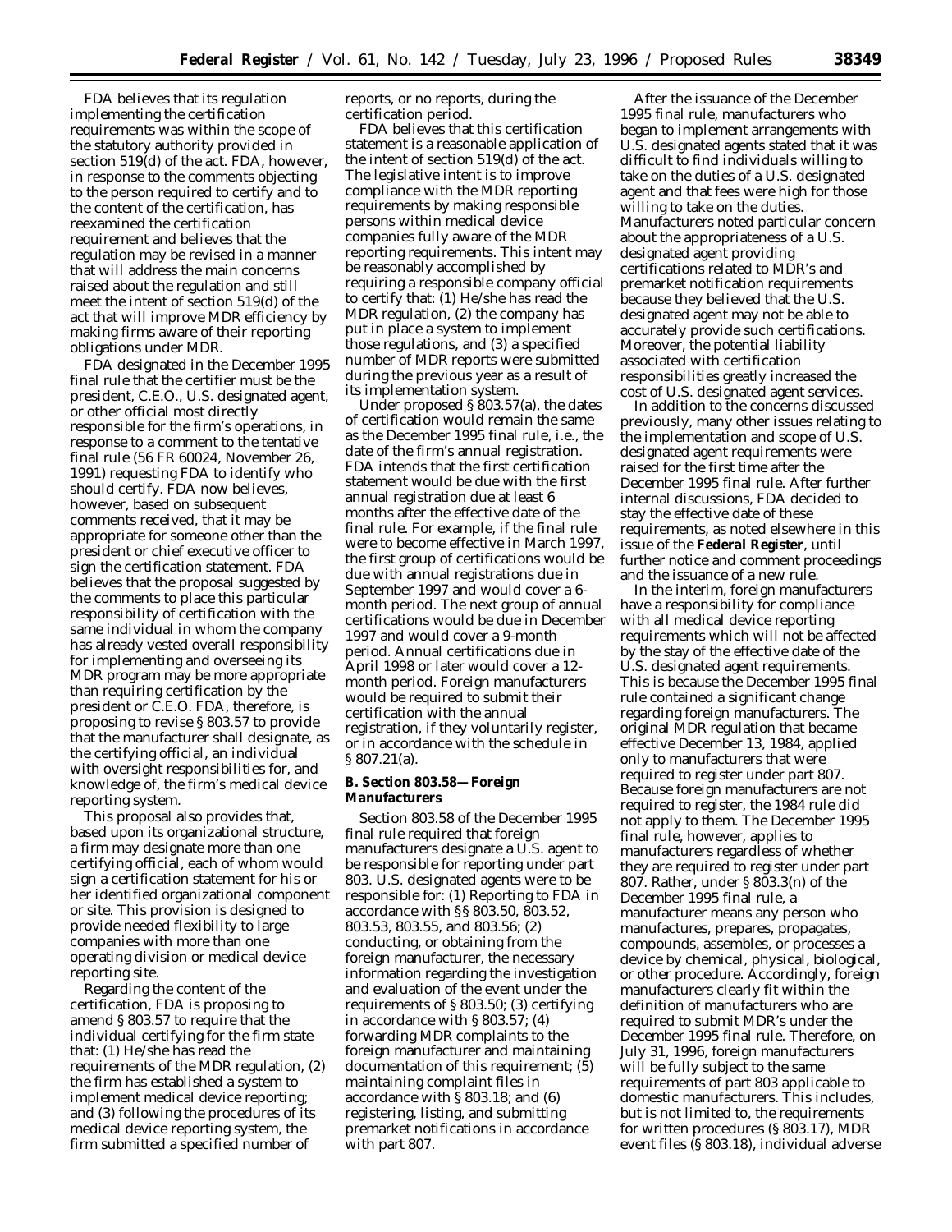FDA believes that its regulation implementing the certification requirements was within the scope of the statutory authority provided in section 519(d) of the act. FDA, however, in response to the comments objecting to the person required to certify and to the content of the certification, has reexamined the certification requirement and believes that the regulation may be revised in a manner that will address the main concerns raised about the regulation and still meet the intent of section 519(d) of the act that will improve MDR efficiency by making firms aware of their reporting obligations under MDR.

FDA designated in the December 1995 final rule that the certifier must be the president, C.E.O., U.S. designated agent, or other official most directly responsible for the firm's operations, in response to a comment to the tentative final rule (56 FR 60024, November 26, 1991) requesting FDA to identify who should certify. FDA now believes, however, based on subsequent comments received, that it may be appropriate for someone other than the president or chief executive officer to sign the certification statement. FDA believes that the proposal suggested by the comments to place this particular responsibility of certification with the same individual in whom the company has already vested overall responsibility for implementing and overseeing its MDR program may be more appropriate than requiring certification by the president or C.E.O. FDA, therefore, is proposing to revise § 803.57 to provide that the manufacturer shall designate, as the certifying official, an individual with oversight responsibilities for, and knowledge of, the firm's medical device reporting system.

This proposal also provides that, based upon its organizational structure, a firm may designate more than one certifying official, each of whom would sign a certification statement for his or her identified organizational component or site. This provision is designed to provide needed flexibility to large companies with more than one operating division or medical device reporting site.

Regarding the content of the certification, FDA is proposing to amend § 803.57 to require that the individual certifying for the firm state that: (1) He/she has read the requirements of the MDR regulation, (2) the firm has established a system to implement medical device reporting; and (3) following the procedures of its medical device reporting system, the firm submitted a specified number of reports, or no reports, during the certification period.

FDA believes that this certification statement is a reasonable application of the intent of section 519(d) of the act. The legislative intent is to improve compliance with the MDR reporting requirements by making responsible persons within medical device companies fully aware of the MDR reporting requirements. This intent may be reasonably accomplished by requiring a responsible company official to certify that: (1) He/she has read the MDR regulation, (2) the company has put in place a system to implement those regulations, and (3) a specified number of MDR reports were submitted during the previous year as a result of its implementation system.

Under proposed § 803.57(a), the dates of certification would remain the same as the December 1995 final rule, i.e., the date of the firm's annual registration. FDA intends that the first certification statement would be due with the first annual registration due at least 6 months after the effective date of the final rule. For example, if the final rule were to become effective in March 1997, the first group of certifications would be due with annual registrations due in September 1997 and would cover a 6-month period. The next group of annual certifications would be due in December 1997 and would cover a 9-month period. Annual certifications due in April 1998 or later would cover a 12-month period. Foreign manufacturers would be required to submit their certification with the annual registration, if they voluntarily register, or in accordance with the schedule in § 807.21(a).

### B. Section 803.58—Foreign Manufacturers

Section 803.58 of the December 1995 final rule required that foreign manufacturers designate a U.S. agent to be responsible for reporting under part 803. U.S. designated agents were to be responsible for: (1) Reporting to FDA in accordance with §§ 803.50, 803.52, 803.53, 803.55, and 803.56; (2) conducting, or obtaining from the foreign manufacturer, the necessary information regarding the investigation and evaluation of the event under the requirements of § 803.50; (3) certifying in accordance with § 803.57; (4) forwarding MDR complaints to the foreign manufacturer and maintaining documentation of this requirement; (5) maintaining complaint files in accordance with § 803.18; and (6) registering, listing, and submitting premarket notifications in accordance with part 807.

After the issuance of the December 1995 final rule, manufacturers who began to implement arrangements with U.S. designated agents stated that it was difficult to find individuals willing to take on the duties of a U.S. designated agent and that fees were high for those willing to take on the duties. Manufacturers noted particular concern about the appropriateness of a U.S. designated agent providing certifications related to MDR's and premarket notification requirements because they believed that the U.S. designated agent may not be able to accurately provide such certifications. Moreover, the potential liability associated with certification responsibilities greatly increased the cost of U.S. designated agent services.

In addition to the concerns discussed previously, many other issues relating to the implementation and scope of U.S. designated agent requirements were raised for the first time after the December 1995 final rule. After further internal discussions, FDA decided to stay the effective date of these requirements, as noted elsewhere in this issue of the **Federal Register**, until further notice and comment proceedings and the issuance of a new rule.

In the interim, foreign manufacturers have a responsibility for compliance with all medical device reporting requirements which will not be affected by the stay of the effective date of the U.S. designated agent requirements. This is because the December 1995 final rule contained a significant change regarding foreign manufacturers. The original MDR regulation that became effective December 13, 1984, applied only to manufacturers that were required to register under part 807. Because foreign manufacturers are not required to register, the 1984 rule did not apply to them. The December 1995 final rule, however, applies to manufacturers regardless of whether they are required to register under part 807. Rather, under § 803.3(n) of the December 1995 final rule, a manufacturer means any person who manufactures, prepares, propagates, compounds, assembles, or processes a device by chemical, physical, biological, or other procedure. Accordingly, foreign manufacturers clearly fit within the definition of manufacturers who are required to submit MDR's under the December 1995 final rule. Therefore, on July 31, 1996, foreign manufacturers will be fully subject to the same requirements of part 803 applicable to domestic manufacturers. This includes, but is not limited to, the requirements for written procedures (§ 803.17), MDR event files (§ 803.18), individual adverse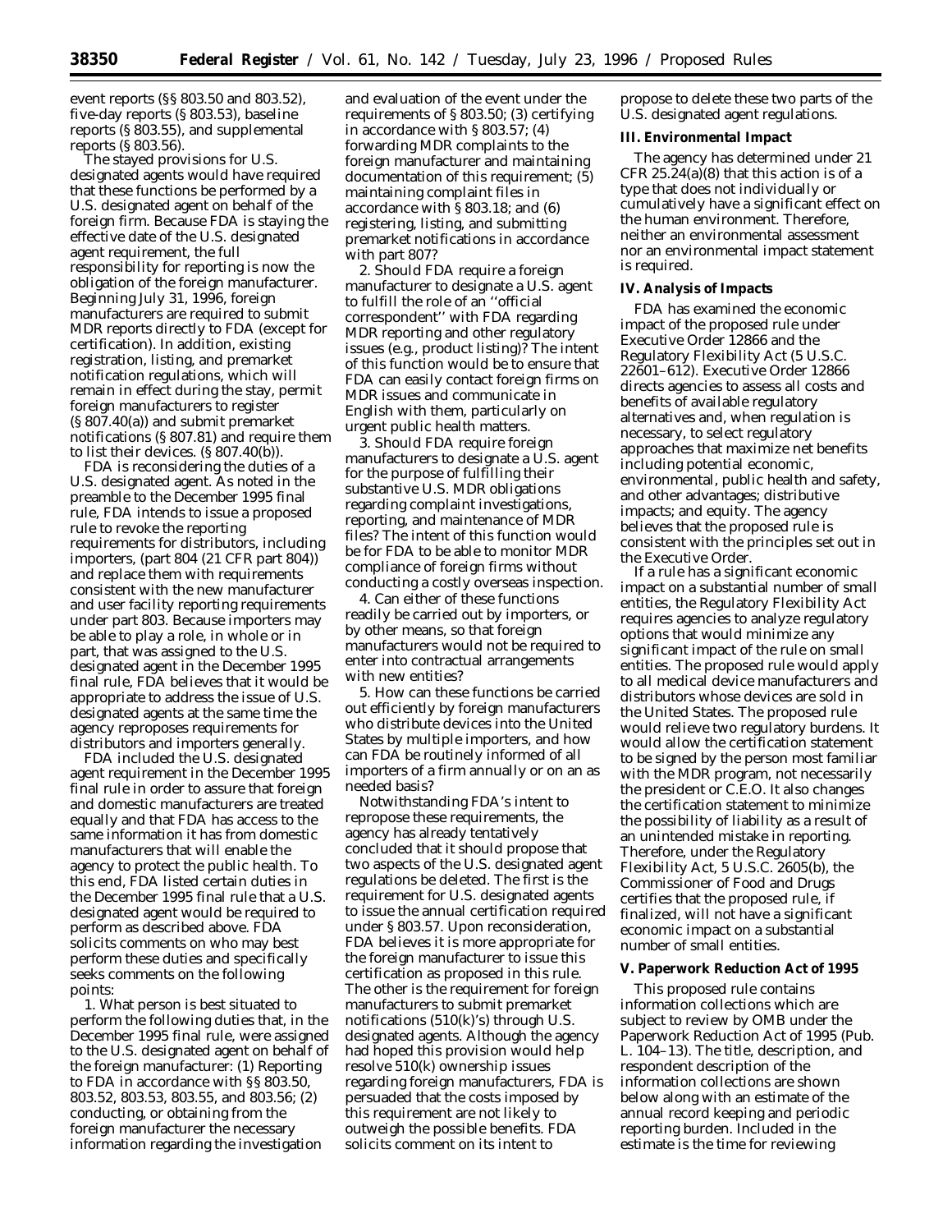event reports (§§ 803.50 and 803.52), five-day reports (§ 803.53), baseline reports (§ 803.55), and supplemental reports (§ 803.56).

The stayed provisions for U.S. designated agents would have required that these functions be performed by a U.S. designated agent on behalf of the foreign firm. Because FDA is staying the effective date of the U.S. designated agent requirement, the full responsibility for reporting is now the obligation of the foreign manufacturer. Beginning July 31, 1996, foreign manufacturers are required to submit MDR reports directly to FDA (except for certification). In addition, existing registration, listing, and premarket notification regulations, which will remain in effect during the stay, permit foreign manufacturers to register (§ 807.40(a)) and submit premarket notifications (§ 807.81) and require them to list their devices. (§ 807.40(b)).

FDA is reconsidering the duties of a U.S. designated agent. As noted in the preamble to the December 1995 final rule, FDA intends to issue a proposed rule to revoke the reporting requirements for distributors, including importers, (part 804 (21 CFR part 804)) and replace them with requirements consistent with the new manufacturer and user facility reporting requirements under part 803. Because importers may be able to play a role, in whole or in part, that was assigned to the U.S. designated agent in the December 1995 final rule, FDA believes that it would be appropriate to address the issue of U.S. designated agents at the same time the agency reproposes requirements for distributors and importers generally.

FDA included the U.S. designated agent requirement in the December 1995 final rule in order to assure that foreign and domestic manufacturers are treated equally and that FDA has access to the same information it has from domestic manufacturers that will enable the agency to protect the public health. To this end, FDA listed certain duties in the December 1995 final rule that a U.S. designated agent would be required to perform as described above. FDA solicits comments on who may best perform these duties and specifically seeks comments on the following points:

1. What person is best situated to perform the following duties that, in the December 1995 final rule, were assigned to the U.S. designated agent on behalf of the foreign manufacturer: (1) Reporting to FDA in accordance with §§ 803.50, 803.52, 803.53, 803.55, and 803.56; (2) conducting, or obtaining from the foreign manufacturer the necessary information regarding the investigation and evaluation of the event under the requirements of § 803.50; (3) certifying in accordance with § 803.57; (4) forwarding MDR complaints to the foreign manufacturer and maintaining documentation of this requirement; (5) maintaining complaint files in accordance with § 803.18; and (6) registering, listing, and submitting premarket notifications in accordance with part 807?

2. Should FDA require a foreign manufacturer to designate a U.S. agent to fulfill the role of an "official correspondent" with FDA regarding MDR reporting and other regulatory issues (e.g., product listing)? The intent of this function would be to ensure that FDA can easily contact foreign firms on MDR issues and communicate in English with them, particularly on urgent public health matters.

3. Should FDA require foreign manufacturers to designate a U.S. agent for the purpose of fulfilling their substantive U.S. MDR obligations regarding complaint investigations, reporting, and maintenance of MDR files? The intent of this function would be for FDA to be able to monitor MDR compliance of foreign firms without conducting a costly overseas inspection.

4. Can either of these functions readily be carried out by importers, or by other means, so that foreign manufacturers would not be required to enter into contractual arrangements with new entities?

5. How can these functions be carried out efficiently by foreign manufacturers who distribute devices into the United States by multiple importers, and how can FDA be routinely informed of all importers of a firm annually or on an as needed basis?

Notwithstanding FDA's intent to repropose these requirements, the agency has already tentatively concluded that it should propose that two aspects of the U.S. designated agent regulations be deleted. The first is the requirement for U.S. designated agents to issue the annual certification required under § 803.57. Upon reconsideration, FDA believes it is more appropriate for the foreign manufacturer to issue this certification as proposed in this rule. The other is the requirement for foreign manufacturers to submit premarket notifications (510(k)'s) through U.S. designated agents. Although the agency had hoped this provision would help resolve 510(k) ownership issues regarding foreign manufacturers, FDA is persuaded that the costs imposed by this requirement are not likely to outweigh the possible benefits. FDA solicits comment on its intent to propose to delete these two parts of the U.S. designated agent regulations.

## III. Environmental Impact

The agency has determined under 21 CFR 25.24(a)(8) that this action is of a type that does not individually or cumulatively have a significant effect on the human environment. Therefore, neither an environmental assessment nor an environmental impact statement is required.

## IV. Analysis of Impacts

FDA has examined the economic impact of the proposed rule under Executive Order 12866 and the Regulatory Flexibility Act (5 U.S.C. 22601–612). Executive Order 12866 directs agencies to assess all costs and benefits of available regulatory alternatives and, when regulation is necessary, to select regulatory approaches that maximize net benefits including potential economic, environmental, public health and safety, and other advantages; distributive impacts; and equity. The agency believes that the proposed rule is consistent with the principles set out in the Executive Order.

If a rule has a significant economic impact on a substantial number of small entities, the Regulatory Flexibility Act requires agencies to analyze regulatory options that would minimize any significant impact of the rule on small entities. The proposed rule would apply to all medical device manufacturers and distributors whose devices are sold in the United States. The proposed rule would relieve two regulatory burdens. It would allow the certification statement to be signed by the person most familiar with the MDR program, not necessarily the president or C.E.O. It also changes the certification statement to minimize the possibility of liability as a result of an unintended mistake in reporting. Therefore, under the Regulatory Flexibility Act, 5 U.S.C. 2605(b), the Commissioner of Food and Drugs certifies that the proposed rule, if finalized, will not have a significant economic impact on a substantial number of small entities.

## V. Paperwork Reduction Act of 1995

This proposed rule contains information collections which are subject to review by OMB under the Paperwork Reduction Act of 1995 (Pub. L. 104–13). The title, description, and respondent description of the information collections are shown below along with an estimate of the annual record keeping and periodic reporting burden. Included in the estimate is the time for reviewing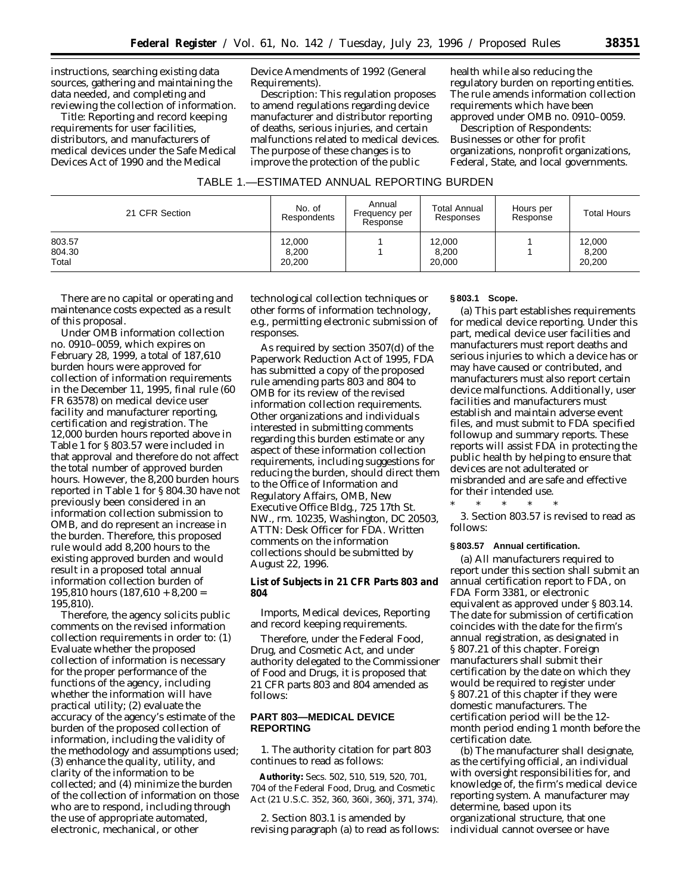instructions, searching existing data sources, gathering and maintaining the data needed, and completing and reviewing the collection of information.

*Title*: Reporting and record keeping requirements for user facilities, distributors, and manufacturers of medical devices under the Safe Medical Devices Act of 1990 and the Medical Device Amendments of 1992 (General Requirements).

*Description*: This regulation proposes to amend regulations regarding device manufacturer and distributor reporting of deaths, serious injuries, and certain malfunctions related to medical devices. The purpose of these changes is to improve the protection of the public health while also reducing the regulatory burden on reporting entities. The rule amends information collection requirements which have been approved under OMB no. 0910–0059.

*Description of Respondents*: Businesses or other for profit organizations, nonprofit organizations, Federal, State, and local governments.

TABLE 1.—ESTIMATED ANNUAL REPORTING BURDEN

| 21 CFR Section | No. of Respondents | Annual Frequency per Response | Total Annual Responses | Hours per Response | Total Hours |
|---|---|---|---|---|---|
| 803.57 | 12,000 | 1 | 12,000 | 1 | 12,000 |
| 804.30 | 8,200 | 1 | 8,200 | 1 | 8,200 |
| Total | 20,200 | | 20,000 | | 20,200 |

There are no capital or operating and maintenance costs expected as a result of this proposal.

Under OMB information collection no. 0910–0059, which expires on February 28, 1999, a total of 187,610 burden hours were approved for collection of information requirements in the December 11, 1995, final rule (60 FR 63578) on medical device user facility and manufacturer reporting, certification and registration. The 12,000 burden hours reported above in Table 1 for § 803.57 were included in that approval and therefore do not affect the total number of approved burden hours. However, the 8,200 burden hours reported in Table 1 for § 804.30 have not previously been considered in an information collection submission to OMB, and do represent an increase in the burden. Therefore, this proposed rule would add 8,200 hours to the existing approved burden and would result in a proposed total annual information collection burden of 195,810 hours (187,610 + 8,200 = 195,810).

Therefore, the agency solicits public comments on the revised information collection requirements in order to: (1) Evaluate whether the proposed collection of information is necessary for the proper performance of the functions of the agency, including whether the information will have practical utility; (2) evaluate the accuracy of the agency's estimate of the burden of the proposed collection of information, including the validity of the methodology and assumptions used; (3) enhance the quality, utility, and clarity of the information to be collected; and (4) minimize the burden of the collection of information on those who are to respond, including through the use of appropriate automated, electronic, mechanical, or other technological collection techniques or other forms of information technology, e.g., permitting electronic submission of responses.

As required by section 3507(d) of the Paperwork Reduction Act of 1995, FDA has submitted a copy of the proposed rule amending parts 803 and 804 to OMB for its review of the revised information collection requirements. Other organizations and individuals interested in submitting comments regarding this burden estimate or any aspect of these information collection requirements, including suggestions for reducing the burden, should direct them to the Office of Information and Regulatory Affairs, OMB, New Executive Office Bldg., 725 17th St. NW., rm. 10235, Washington, DC 20503, ATTN: Desk Officer for FDA. Written comments on the information collections should be submitted by August 22, 1996.

**List of Subjects in 21 CFR Parts 803 and 804**

Imports, Medical devices, Reporting and record keeping requirements.

Therefore, under the Federal Food, Drug, and Cosmetic Act, and under authority delegated to the Commissioner of Food and Drugs, it is proposed that 21 CFR parts 803 and 804 amended as follows:

**PART 803—MEDICAL DEVICE REPORTING**

1. The authority citation for part 803 continues to read as follows:

**Authority:** Secs. 502, 510, 519, 520, 701, 704 of the Federal Food, Drug, and Cosmetic Act (21 U.S.C. 352, 360, 360i, 360j, 371, 374).

2. Section 803.1 is amended by revising paragraph (a) to read as follows:

**§ 803.1 Scope.**

(a) This part establishes requirements for medical device reporting. Under this part, medical device user facilities and manufacturers must report deaths and serious injuries to which a device has or may have caused or contributed, and manufacturers must also report certain device malfunctions. Additionally, user facilities and manufacturers must establish and maintain adverse event files, and must submit to FDA specified followup and summary reports. These reports will assist FDA in protecting the public health by helping to ensure that devices are not adulterated or misbranded and are safe and effective for their intended use.

\* \* \* \* \*

3. Section 803.57 is revised to read as follows:

**§ 803.57 Annual certification.**

(a) All manufacturers required to report under this section shall submit an annual certification report to FDA, on FDA Form 3381, or electronic equivalent as approved under § 803.14. The date for submission of certification coincides with the date for the firm's annual registration, as designated in § 807.21 of this chapter. Foreign manufacturers shall submit their certification by the date on which they would be required to register under § 807.21 of this chapter if they were domestic manufacturers. The certification period will be the 12-month period ending 1 month before the certification date.

(b) The manufacturer shall designate, as the certifying official, an individual with oversight responsibilities for, and knowledge of, the firm's medical device reporting system. A manufacturer may determine, based upon its organizational structure, that one individual cannot oversee or have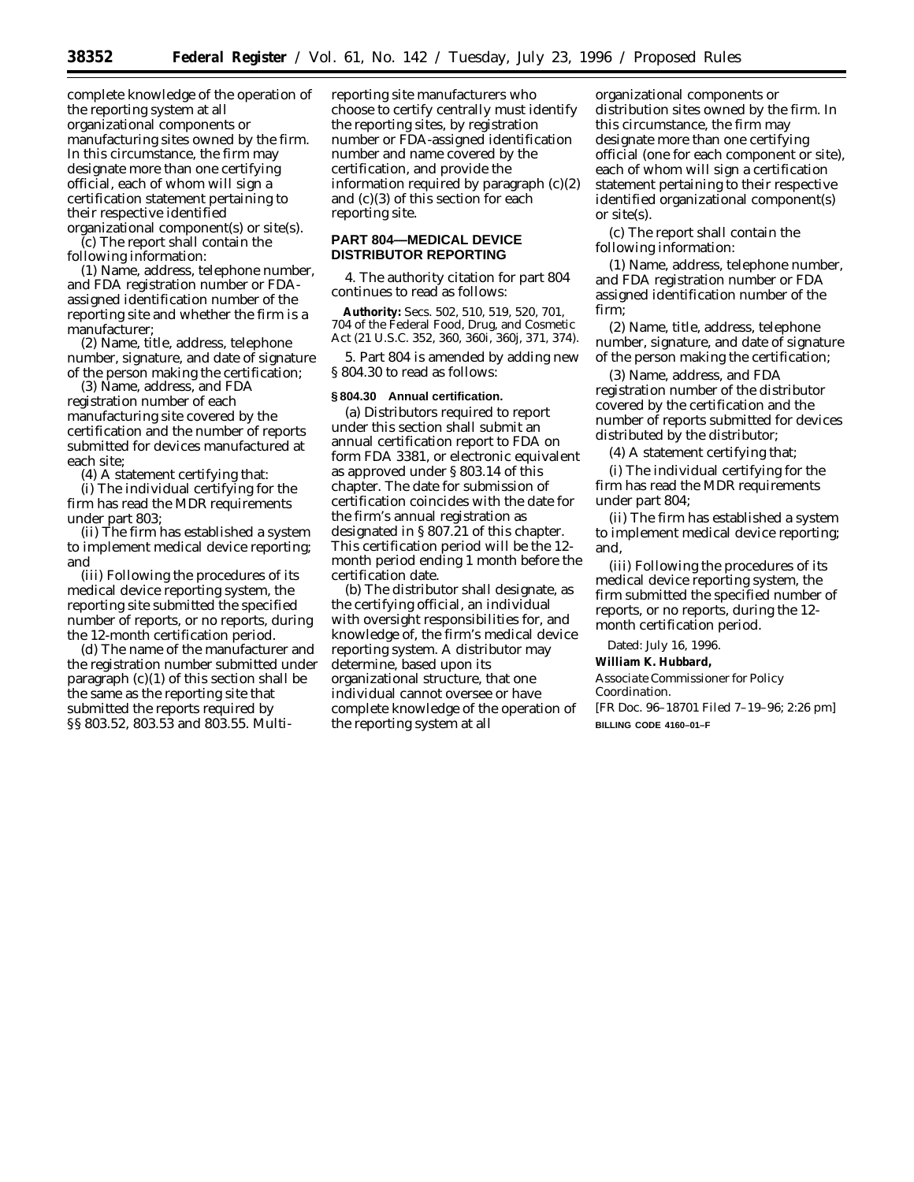complete knowledge of the operation of the reporting system at all organizational components or manufacturing sites owned by the firm. In this circumstance, the firm may designate more than one certifying official, each of whom will sign a certification statement pertaining to their respective identified organizational component(s) or site(s).

(c) The report shall contain the following information:

(1) Name, address, telephone number, and FDA registration number or FDA-assigned identification number of the reporting site and whether the firm is a manufacturer;

(2) Name, title, address, telephone number, signature, and date of signature of the person making the certification;

(3) Name, address, and FDA registration number of each manufacturing site covered by the certification and the number of reports submitted for devices manufactured at each site;

(4) A statement certifying that:

(i) The individual certifying for the firm has read the MDR requirements under part 803;

(ii) The firm has established a system to implement medical device reporting; and

(iii) Following the procedures of its medical device reporting system, the reporting site submitted the specified number of reports, or no reports, during the 12-month certification period.

(d) The name of the manufacturer and the registration number submitted under paragraph (c)(1) of this section shall be the same as the reporting site that submitted the reports required by §§ 803.52, 803.53 and 803.55. Multi-reporting site manufacturers who choose to certify centrally must identify the reporting sites, by registration number or FDA-assigned identification number and name covered by the certification, and provide the information required by paragraph (c)(2) and (c)(3) of this section for each reporting site.

## PART 804—MEDICAL DEVICE DISTRIBUTOR REPORTING

4. The authority citation for part 804 continues to read as follows:

**Authority:** Secs. 502, 510, 519, 520, 701, 704 of the Federal Food, Drug, and Cosmetic Act (21 U.S.C. 352, 360, 360i, 360j, 371, 374).

5. Part 804 is amended by adding new § 804.30 to read as follows:

**§ 804.30 Annual certification.**

(a) Distributors required to report under this section shall submit an annual certification report to FDA on form FDA 3381, or electronic equivalent as approved under § 803.14 of this chapter. The date for submission of certification coincides with the date for the firm's annual registration as designated in § 807.21 of this chapter. This certification period will be the 12-month period ending 1 month before the certification date.

(b) The distributor shall designate, as the certifying official, an individual with oversight responsibilities for, and knowledge of, the firm's medical device reporting system. A distributor may determine, based upon its organizational structure, that one individual cannot oversee or have complete knowledge of the operation of the reporting system at all organizational components or distribution sites owned by the firm. In this circumstance, the firm may designate more than one certifying official (one for each component or site), each of whom will sign a certification statement pertaining to their respective identified organizational component(s) or site(s).

(c) The report shall contain the following information:

(1) Name, address, telephone number, and FDA registration number or FDA assigned identification number of the firm;

(2) Name, title, address, telephone number, signature, and date of signature of the person making the certification;

(3) Name, address, and FDA registration number of the distributor covered by the certification and the number of reports submitted for devices distributed by the distributor;

(4) A statement certifying that;

(i) The individual certifying for the firm has read the MDR requirements under part 804;

(ii) The firm has established a system to implement medical device reporting; and,

(iii) Following the procedures of its medical device reporting system, the firm submitted the specified number of reports, or no reports, during the 12-month certification period.

Dated: July 16, 1996.

**William K. Hubbard,**

*Associate Commissioner for Policy Coordination.*

[FR Doc. 96–18701 Filed 7–19–96; 2:26 pm]

BILLING CODE 4160–01–F